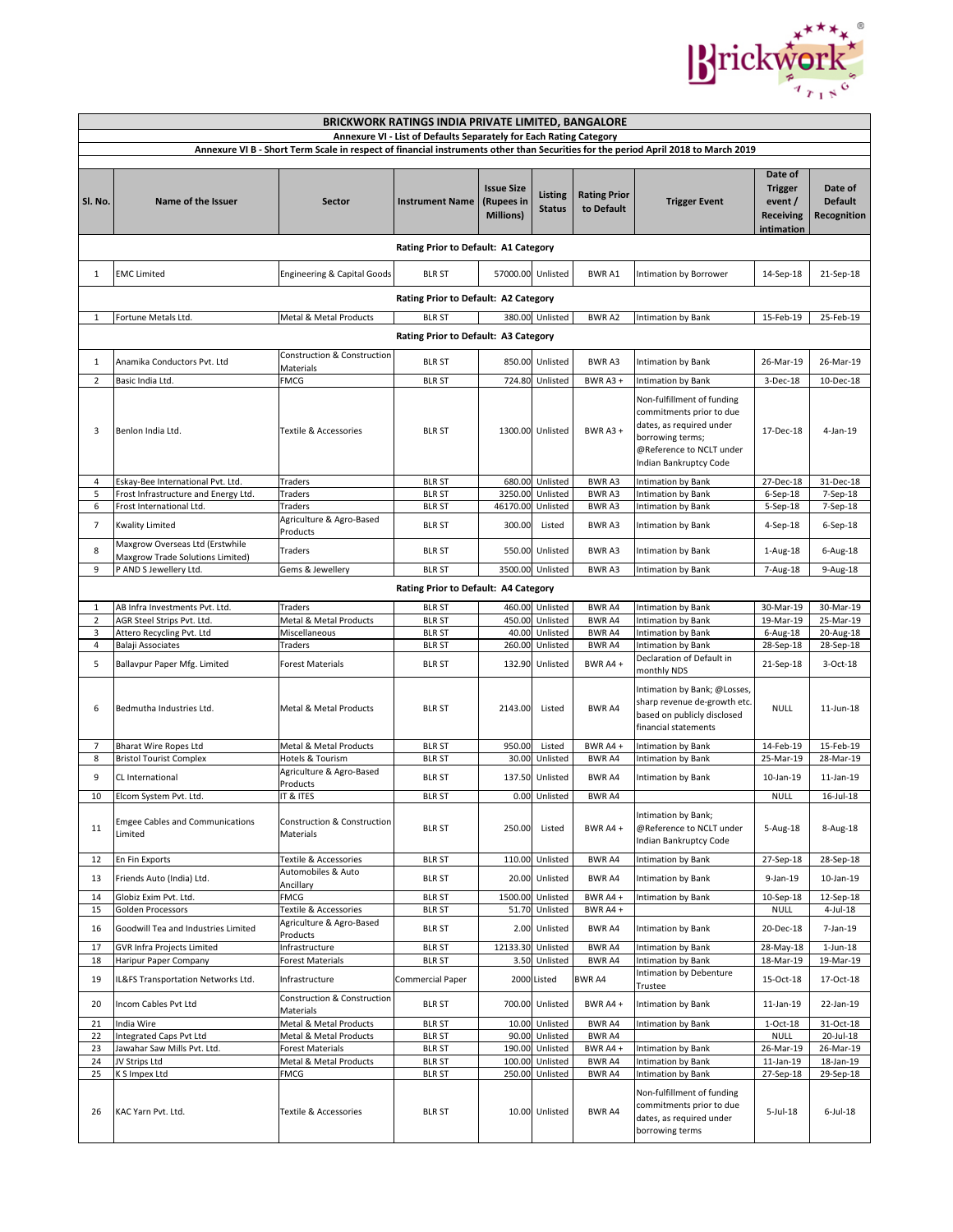# BRICKWORK RATINGS INDIA PRIVATE LIMITED, BANGALORE

## Annexure VI - List of Defaults Separately for Each Rating Category

### Annexure VI B - Short Term Scale in respect of financial instruments other than Securities for the period April 2018 to March 2019

| Sl. No. | Name of the Issuer | Sector | Instrument Name | Issue Size (Rupees in Millions) | Listing Status | Rating Prior to Default | Trigger Event | Date of Trigger event / Receiving intimation | Date of Default Recognition |
|---|---|---|---|---|---|---|---|---|---|
| **Rating Prior to Default: A1 Category** | | | | | | | | | |
| 1 | EMC Limited | Engineering & Capital Goods | BLR ST | 57000.00 | Unlisted | BWR A1 | Intimation by Borrower | 14-Sep-18 | 21-Sep-18 |
| **Rating Prior to Default: A2 Category** | | | | | | | | | |
| 1 | Fortune Metals Ltd. | Metal & Metal Products | BLR ST | 380.00 | Unlisted | BWR A2 | Intimation by Bank | 15-Feb-19 | 25-Feb-19 |
| **Rating Prior to Default: A3 Category** | | | | | | | | | |
| 1 | Anamika Conductors Pvt. Ltd | Construction & Construction Materials | BLR ST | 850.00 | Unlisted | BWR A3 | Intimation by Bank | 26-Mar-19 | 26-Mar-19 |
| 2 | Basic India Ltd. | FMCG | BLR ST | 724.80 | Unlisted | BWR A3 + | Intimation by Bank | 3-Dec-18 | 10-Dec-18 |
| 3 | Benlon India Ltd. | Textile & Accessories | BLR ST | 1300.00 | Unlisted | BWR A3 + | Non-fulfillment of funding commitments prior to due dates, as required under borrowing terms; @Reference to NCLT under Indian Bankruptcy Code | 17-Dec-18 | 4-Jan-19 |
| 4 | Eskay-Bee International Pvt. Ltd. | Traders | BLR ST | 680.00 | Unlisted | BWR A3 | Intimation by Bank | 27-Dec-18 | 31-Dec-18 |
| 5 | Frost Infrastructure and Energy Ltd. | Traders | BLR ST | 3250.00 | Unlisted | BWR A3 | Intimation by Bank | 6-Sep-18 | 7-Sep-18 |
| 6 | Frost International Ltd. | Traders | BLR ST | 46170.00 | Unlisted | BWR A3 | Intimation by Bank | 5-Sep-18 | 7-Sep-18 |
| 7 | Kwality Limited | Agriculture & Agro-Based Products | BLR ST | 300.00 | Listed | BWR A3 | Intimation by Bank | 4-Sep-18 | 6-Sep-18 |
| 8 | Maxgrow Overseas Ltd (Erstwhile Maxgrow Trade Solutions Limited) | Traders | BLR ST | 550.00 | Unlisted | BWR A3 | Intimation by Bank | 1-Aug-18 | 6-Aug-18 |
| 9 | P AND S Jewellery Ltd. | Gems & Jewellery | BLR ST | 3500.00 | Unlisted | BWR A3 | Intimation by Bank | 7-Aug-18 | 9-Aug-18 |
| **Rating Prior to Default: A4 Category** | | | | | | | | | |
| 1 | AB Infra Investments Pvt. Ltd. | Traders | BLR ST | 460.00 | Unlisted | BWR A4 | Intimation by Bank | 30-Mar-19 | 30-Mar-19 |
| 2 | AGR Steel Strips Pvt. Ltd. | Metal & Metal Products | BLR ST | 450.00 | Unlisted | BWR A4 | Intimation by Bank | 19-Mar-19 | 25-Mar-19 |
| 3 | Attero Recycling Pvt. Ltd | Miscellaneous | BLR ST | 40.00 | Unlisted | BWR A4 | Intimation by Bank | 6-Aug-18 | 20-Aug-18 |
| 4 | Balaji Associates | Traders | BLR ST | 260.00 | Unlisted | BWR A4 | Intimation by Bank | 28-Sep-18 | 28-Sep-18 |
| 5 | Ballavpur Paper Mfg. Limited | Forest Materials | BLR ST | 132.90 | Unlisted | BWR A4 + | Declaration of Default in monthly NDS | 21-Sep-18 | 3-Oct-18 |
| 6 | Bedmutha Industries Ltd. | Metal & Metal Products | BLR ST | 2143.00 | Listed | BWR A4 | Intimation by Bank; @Losses, sharp revenue de-growth etc. based on publicly disclosed financial statements | NULL | 11-Jun-18 |
| 7 | Bharat Wire Ropes Ltd | Metal & Metal Products | BLR ST | 950.00 | Listed | BWR A4 + | Intimation by Bank | 14-Feb-19 | 15-Feb-19 |
| 8 | Bristol Tourist Complex | Hotels & Tourism | BLR ST | 30.00 | Unlisted | BWR A4 | Intimation by Bank | 25-Mar-19 | 28-Mar-19 |
| 9 | CL International | Agriculture & Agro-Based Products | BLR ST | 137.50 | Unlisted | BWR A4 | Intimation by Bank | 10-Jan-19 | 11-Jan-19 |
| 10 | Elcom System Pvt. Ltd. | IT & ITES | BLR ST | 0.00 | Unlisted | BWR A4 | | NULL | 16-Jul-18 |
| 11 | Emgee Cables and Communications Limited | Construction & Construction Materials | BLR ST | 250.00 | Listed | BWR A4 + | Intimation by Bank; @Reference to NCLT under Indian Bankruptcy Code | 5-Aug-18 | 8-Aug-18 |
| 12 | En Fin Exports | Textile & Accessories | BLR ST | 110.00 | Unlisted | BWR A4 | Intimation by Bank | 27-Sep-18 | 28-Sep-18 |
| 13 | Friends Auto (India) Ltd. | Automobiles & Auto Ancillary | BLR ST | 20.00 | Unlisted | BWR A4 | Intimation by Bank | 9-Jan-19 | 10-Jan-19 |
| 14 | Globiz Exim Pvt. Ltd. | FMCG | BLR ST | 1500.00 | Unlisted | BWR A4 + | Intimation by Bank | 10-Sep-18 | 12-Sep-18 |
| 15 | Golden Processors | Textile & Accessories | BLR ST | 51.70 | Unlisted | BWR A4 + | | NULL | 4-Jul-18 |
| 16 | Goodwill Tea and Industries Limited | Agriculture & Agro-Based Products | BLR ST | 2.00 | Unlisted | BWR A4 | Intimation by Bank | 20-Dec-18 | 7-Jan-19 |
| 17 | GVR Infra Projects Limited | Infrastructure | BLR ST | 12133.30 | Unlisted | BWR A4 | Intimation by Bank | 28-May-18 | 1-Jun-18 |
| 18 | Haripur Paper Company | Forest Materials | BLR ST | 3.50 | Unlisted | BWR A4 | Intimation by Bank | 18-Mar-19 | 19-Mar-19 |
| 19 | IL&FS Transportation Networks Ltd. | Infrastructure | Commercial Paper | 2000 | Listed | BWR A4 | Intimation by Debenture Trustee | 15-Oct-18 | 17-Oct-18 |
| 20 | Incom Cables Pvt Ltd | Construction & Construction Materials | BLR ST | 700.00 | Unlisted | BWR A4 + | Intimation by Bank | 11-Jan-19 | 22-Jan-19 |
| 21 | India Wire | Metal & Metal Products | BLR ST | 10.00 | Unlisted | BWR A4 | Intimation by Bank | 1-Oct-18 | 31-Oct-18 |
| 22 | Integrated Caps Pvt Ltd | Metal & Metal Products | BLR ST | 90.00 | Unlisted | BWR A4 | | NULL | 20-Jul-18 |
| 23 | Jawahar Saw Mills Pvt. Ltd. | Forest Materials | BLR ST | 190.00 | Unlisted | BWR A4 + | Intimation by Bank | 26-Mar-19 | 26-Mar-19 |
| 24 | JV Strips Ltd | Metal & Metal Products | BLR ST | 100.00 | Unlisted | BWR A4 | Intimation by Bank | 11-Jan-19 | 18-Jan-19 |
| 25 | K S Impex Ltd | FMCG | BLR ST | 250.00 | Unlisted | BWR A4 | Intimation by Bank | 27-Sep-18 | 29-Sep-18 |
| 26 | KAC Yarn Pvt. Ltd. | Textile & Accessories | BLR ST | 10.00 | Unlisted | BWR A4 | Non-fulfillment of funding commitments prior to due dates, as required under borrowing terms | 5-Jul-18 | 6-Jul-18 |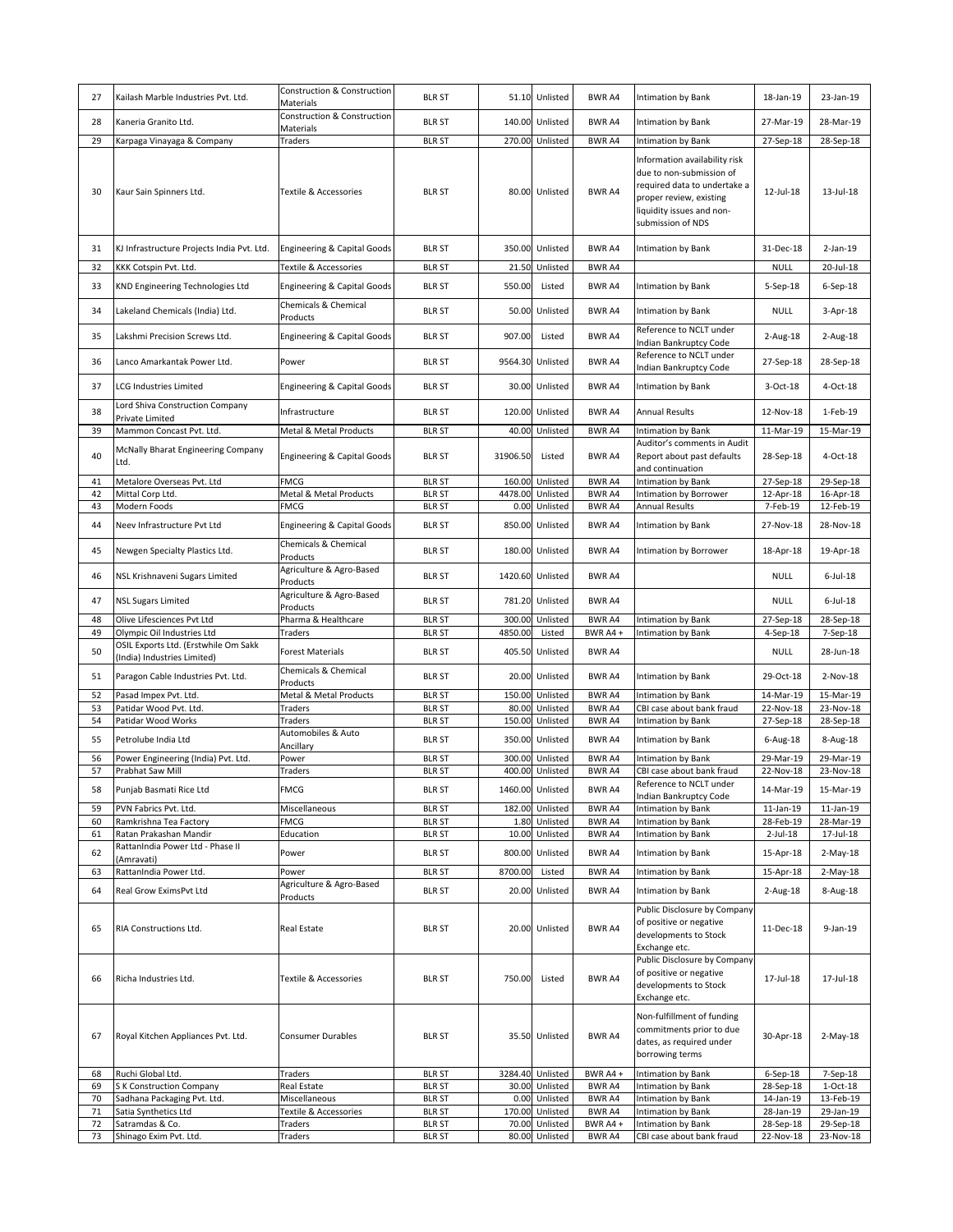| 27 | Kailash Marble Industries Pvt. Ltd. | Construction & Construction Materials | BLR ST | 51.10 | Unlisted | BWR A4 | Intimation by Bank | 18-Jan-19 | 23-Jan-19 |
|---|---|---|---|---|---|---|---|---|---|
| 28 | Kaneria Granito Ltd. | Construction & Construction Materials | BLR ST | 140.00 | Unlisted | BWR A4 | Intimation by Bank | 27-Mar-19 | 28-Mar-19 |
| 29 | Karpaga Vinayaga & Company | Traders | BLR ST | 270.00 | Unlisted | BWR A4 | Intimation by Bank | 27-Sep-18 | 28-Sep-18 |
| 30 | Kaur Sain Spinners Ltd. | Textile & Accessories | BLR ST | 80.00 | Unlisted | BWR A4 | Information availability risk due to non-submission of required data to undertake a proper review, existing liquidity issues and non-submission of NDS | 12-Jul-18 | 13-Jul-18 |
| 31 | KJ Infrastructure Projects India Pvt. Ltd. | Engineering & Capital Goods | BLR ST | 350.00 | Unlisted | BWR A4 | Intimation by Bank | 31-Dec-18 | 2-Jan-19 |
| 32 | KKK Cotspin Pvt. Ltd. | Textile & Accessories | BLR ST | 21.50 | Unlisted | BWR A4 | | NULL | 20-Jul-18 |
| 33 | KND Engineering Technologies Ltd | Engineering & Capital Goods | BLR ST | 550.00 | Listed | BWR A4 | Intimation by Bank | 5-Sep-18 | 6-Sep-18 |
| 34 | Lakeland Chemicals (India) Ltd. | Chemicals & Chemical Products | BLR ST | 50.00 | Unlisted | BWR A4 | Intimation by Bank | NULL | 3-Apr-18 |
| 35 | Lakshmi Precision Screws Ltd. | Engineering & Capital Goods | BLR ST | 907.00 | Listed | BWR A4 | Reference to NCLT under Indian Bankruptcy Code | 2-Aug-18 | 2-Aug-18 |
| 36 | Lanco Amarkantak Power Ltd. | Power | BLR ST | 9564.30 | Unlisted | BWR A4 | Reference to NCLT under Indian Bankruptcy Code | 27-Sep-18 | 28-Sep-18 |
| 37 | LCG Industries Limited | Engineering & Capital Goods | BLR ST | 30.00 | Unlisted | BWR A4 | Intimation by Bank | 3-Oct-18 | 4-Oct-18 |
| 38 | Lord Shiva Construction Company Private Limited | Infrastructure | BLR ST | 120.00 | Unlisted | BWR A4 | Annual Results | 12-Nov-18 | 1-Feb-19 |
| 39 | Mammon Concast Pvt. Ltd. | Metal & Metal Products | BLR ST | 40.00 | Unlisted | BWR A4 | Intimation by Bank | 11-Mar-19 | 15-Mar-19 |
| 40 | McNally Bharat Engineering Company Ltd. | Engineering & Capital Goods | BLR ST | 31906.50 | Listed | BWR A4 | Auditor's comments in Audit Report about past defaults and continuation | 28-Sep-18 | 4-Oct-18 |
| 41 | Metalore Overseas Pvt. Ltd | FMCG | BLR ST | 160.00 | Unlisted | BWR A4 | Intimation by Bank | 27-Sep-18 | 29-Sep-18 |
| 42 | Mittal Corp Ltd. | Metal & Metal Products | BLR ST | 4478.00 | Unlisted | BWR A4 | Intimation by Borrower | 12-Apr-18 | 16-Apr-18 |
| 43 | Modern Foods | FMCG | BLR ST | 0.00 | Unlisted | BWR A4 | Annual Results | 7-Feb-19 | 12-Feb-19 |
| 44 | Neev Infrastructure Pvt Ltd | Engineering & Capital Goods | BLR ST | 850.00 | Unlisted | BWR A4 | Intimation by Bank | 27-Nov-18 | 28-Nov-18 |
| 45 | Newgen Specialty Plastics Ltd. | Chemicals & Chemical Products | BLR ST | 180.00 | Unlisted | BWR A4 | Intimation by Borrower | 18-Apr-18 | 19-Apr-18 |
| 46 | NSL Krishnaveni Sugars Limited | Agriculture & Agro-Based Products | BLR ST | 1420.60 | Unlisted | BWR A4 | | NULL | 6-Jul-18 |
| 47 | NSL Sugars Limited | Agriculture & Agro-Based Products | BLR ST | 781.20 | Unlisted | BWR A4 | | NULL | 6-Jul-18 |
| 48 | Olive Lifesciences Pvt Ltd | Pharma & Healthcare | BLR ST | 300.00 | Unlisted | BWR A4 | Intimation by Bank | 27-Sep-18 | 28-Sep-18 |
| 49 | Olympic Oil Industries Ltd | Traders | BLR ST | 4850.00 | Listed | BWR A4 + | Intimation by Bank | 4-Sep-18 | 7-Sep-18 |
| 50 | OSIL Exports Ltd. (Erstwhile Om Sakk (India) Industries Limited) | Forest Materials | BLR ST | 405.50 | Unlisted | BWR A4 | | NULL | 28-Jun-18 |
| 51 | Paragon Cable Industries Pvt. Ltd. | Chemicals & Chemical Products | BLR ST | 20.00 | Unlisted | BWR A4 | Intimation by Bank | 29-Oct-18 | 2-Nov-18 |
| 52 | Pasad Impex Pvt. Ltd. | Metal & Metal Products | BLR ST | 150.00 | Unlisted | BWR A4 | Intimation by Bank | 14-Mar-19 | 15-Mar-19 |
| 53 | Patidar Wood Pvt. Ltd. | Traders | BLR ST | 80.00 | Unlisted | BWR A4 | CBI case about bank fraud | 22-Nov-18 | 23-Nov-18 |
| 54 | Patidar Wood Works | Traders | BLR ST | 150.00 | Unlisted | BWR A4 | Intimation by Bank | 27-Sep-18 | 28-Sep-18 |
| 55 | Petrolube India Ltd | Automobiles & Auto Ancillary | BLR ST | 350.00 | Unlisted | BWR A4 | Intimation by Bank | 6-Aug-18 | 8-Aug-18 |
| 56 | Power Engineering (India) Pvt. Ltd. | Power | BLR ST | 300.00 | Unlisted | BWR A4 | Intimation by Bank | 29-Mar-19 | 29-Mar-19 |
| 57 | Prabhat Saw Mill | Traders | BLR ST | 400.00 | Unlisted | BWR A4 | CBI case about bank fraud | 22-Nov-18 | 23-Nov-18 |
| 58 | Punjab Basmati Rice Ltd | FMCG | BLR ST | 1460.00 | Unlisted | BWR A4 | Reference to NCLT under Indian Bankruptcy Code | 14-Mar-19 | 15-Mar-19 |
| 59 | PVN Fabrics Pvt. Ltd. | Miscellaneous | BLR ST | 182.00 | Unlisted | BWR A4 | Intimation by Bank | 11-Jan-19 | 11-Jan-19 |
| 60 | Ramkrishna Tea Factory | FMCG | BLR ST | 1.80 | Unlisted | BWR A4 | Intimation by Bank | 28-Feb-19 | 28-Mar-19 |
| 61 | Ratan Prakashan Mandir | Education | BLR ST | 10.00 | Unlisted | BWR A4 | Intimation by Bank | 2-Jul-18 | 17-Jul-18 |
| 62 | RattanIndia Power Ltd - Phase II (Amravati) | Power | BLR ST | 800.00 | Unlisted | BWR A4 | Intimation by Bank | 15-Apr-18 | 2-May-18 |
| 63 | RattanIndia Power Ltd. | Power | BLR ST | 8700.00 | Listed | BWR A4 | Intimation by Bank | 15-Apr-18 | 2-May-18 |
| 64 | Real Grow EximsPvt Ltd | Agriculture & Agro-Based Products | BLR ST | 20.00 | Unlisted | BWR A4 | Intimation by Bank | 2-Aug-18 | 8-Aug-18 |
| 65 | RIA Constructions Ltd. | Real Estate | BLR ST | 20.00 | Unlisted | BWR A4 | Public Disclosure by Company of positive or negative developments to Stock Exchange etc. | 11-Dec-18 | 9-Jan-19 |
| 66 | Richa Industries Ltd. | Textile & Accessories | BLR ST | 750.00 | Listed | BWR A4 | Public Disclosure by Company of positive or negative developments to Stock Exchange etc. | 17-Jul-18 | 17-Jul-18 |
| 67 | Royal Kitchen Appliances Pvt. Ltd. | Consumer Durables | BLR ST | 35.50 | Unlisted | BWR A4 | Non-fulfillment of funding commitments prior to due dates, as required under borrowing terms | 30-Apr-18 | 2-May-18 |
| 68 | Ruchi Global Ltd. | Traders | BLR ST | 3284.40 | Unlisted | BWR A4 + | Intimation by Bank | 6-Sep-18 | 7-Sep-18 |
| 69 | S K Construction Company | Real Estate | BLR ST | 30.00 | Unlisted | BWR A4 | Intimation by Bank | 28-Sep-18 | 1-Oct-18 |
| 70 | Sadhana Packaging Pvt. Ltd. | Miscellaneous | BLR ST | 0.00 | Unlisted | BWR A4 | Intimation by Bank | 14-Jan-19 | 13-Feb-19 |
| 71 | Satia Synthetics Ltd | Textile & Accessories | BLR ST | 170.00 | Unlisted | BWR A4 | Intimation by Bank | 28-Jan-19 | 29-Jan-19 |
| 72 | Satramdas & Co. | Traders | BLR ST | 70.00 | Unlisted | BWR A4 + | Intimation by Bank | 28-Sep-18 | 29-Sep-18 |
| 73 | Shinago Exim Pvt. Ltd. | Traders | BLR ST | 80.00 | Unlisted | BWR A4 | CBI case about bank fraud | 22-Nov-18 | 23-Nov-18 |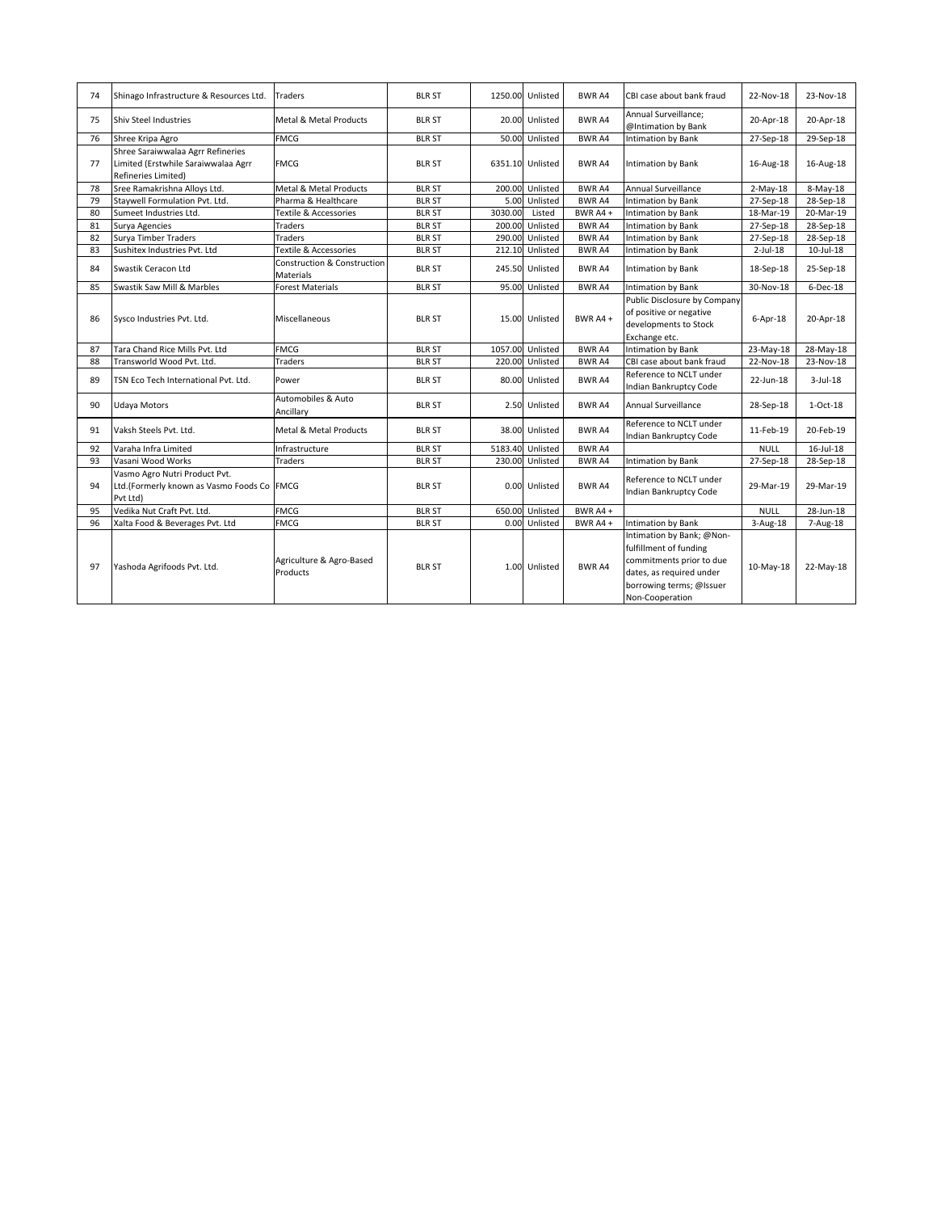| | | | | | | | | | |
|---|---|---|---|---|---|---|---|---|---|
| 74 | Shinago Infrastructure & Resources Ltd. | Traders | BLR ST | 1250.00 | Unlisted | BWR A4 | CBI case about bank fraud | 22-Nov-18 | 23-Nov-18 |
| 75 | Shiv Steel Industries | Metal & Metal Products | BLR ST | 20.00 | Unlisted | BWR A4 | Annual Surveillance; @Intimation by Bank | 20-Apr-18 | 20-Apr-18 |
| 76 | Shree Kripa Agro | FMCG | BLR ST | 50.00 | Unlisted | BWR A4 | Intimation by Bank | 27-Sep-18 | 29-Sep-18 |
| 77 | Shree Saraiwwalaa Agrr Refineries Limited (Erstwhile Saraiwwalaa Agrr Refineries Limited) | FMCG | BLR ST | 6351.10 | Unlisted | BWR A4 | Intimation by Bank | 16-Aug-18 | 16-Aug-18 |
| 78 | Sree Ramakrishna Alloys Ltd. | Metal & Metal Products | BLR ST | 200.00 | Unlisted | BWR A4 | Annual Surveillance | 2-May-18 | 8-May-18 |
| 79 | Staywell Formulation Pvt. Ltd. | Pharma & Healthcare | BLR ST | 5.00 | Unlisted | BWR A4 | Intimation by Bank | 27-Sep-18 | 28-Sep-18 |
| 80 | Sumeet Industries Ltd. | Textile & Accessories | BLR ST | 3030.00 | Listed | BWR A4 + | Intimation by Bank | 18-Mar-19 | 20-Mar-19 |
| 81 | Surya Agencies | Traders | BLR ST | 200.00 | Unlisted | BWR A4 | Intimation by Bank | 27-Sep-18 | 28-Sep-18 |
| 82 | Surya Timber Traders | Traders | BLR ST | 290.00 | Unlisted | BWR A4 | Intimation by Bank | 27-Sep-18 | 28-Sep-18 |
| 83 | Sushitex Industries Pvt. Ltd | Textile & Accessories | BLR ST | 212.10 | Unlisted | BWR A4 | Intimation by Bank | 2-Jul-18 | 10-Jul-18 |
| 84 | Swastik Ceracon Ltd | Construction & Construction Materials | BLR ST | 245.50 | Unlisted | BWR A4 | Intimation by Bank | 18-Sep-18 | 25-Sep-18 |
| 85 | Swastik Saw Mill & Marbles | Forest Materials | BLR ST | 95.00 | Unlisted | BWR A4 | Intimation by Bank | 30-Nov-18 | 6-Dec-18 |
| 86 | Sysco Industries Pvt. Ltd. | Miscellaneous | BLR ST | 15.00 | Unlisted | BWR A4 + | Public Disclosure by Company of positive or negative developments to Stock Exchange etc. | 6-Apr-18 | 20-Apr-18 |
| 87 | Tara Chand Rice Mills Pvt. Ltd | FMCG | BLR ST | 1057.00 | Unlisted | BWR A4 | Intimation by Bank | 23-May-18 | 28-May-18 |
| 88 | Transworld Wood Pvt. Ltd. | Traders | BLR ST | 220.00 | Unlisted | BWR A4 | CBI case about bank fraud | 22-Nov-18 | 23-Nov-18 |
| 89 | TSN Eco Tech International Pvt. Ltd. | Power | BLR ST | 80.00 | Unlisted | BWR A4 | Reference to NCLT under Indian Bankruptcy Code | 22-Jun-18 | 3-Jul-18 |
| 90 | Udaya Motors | Automobiles & Auto Ancillary | BLR ST | 2.50 | Unlisted | BWR A4 | Annual Surveillance | 28-Sep-18 | 1-Oct-18 |
| 91 | Vaksh Steels Pvt. Ltd. | Metal & Metal Products | BLR ST | 38.00 | Unlisted | BWR A4 | Reference to NCLT under Indian Bankruptcy Code | 11-Feb-19 | 20-Feb-19 |
| 92 | Varaha Infra Limited | Infrastructure | BLR ST | 5183.40 | Unlisted | BWR A4 | | NULL | 16-Jul-18 |
| 93 | Vasani Wood Works | Traders | BLR ST | 230.00 | Unlisted | BWR A4 | Intimation by Bank | 27-Sep-18 | 28-Sep-18 |
| 94 | Vasmo Agro Nutri Product Pvt. Ltd.(Formerly known as Vasmo Foods Co Pvt Ltd) | FMCG | BLR ST | 0.00 | Unlisted | BWR A4 | Reference to NCLT under Indian Bankruptcy Code | 29-Mar-19 | 29-Mar-19 |
| 95 | Vedika Nut Craft Pvt. Ltd. | FMCG | BLR ST | 650.00 | Unlisted | BWR A4 + | | NULL | 28-Jun-18 |
| 96 | Xalta Food & Beverages Pvt. Ltd | FMCG | BLR ST | 0.00 | Unlisted | BWR A4 + | Intimation by Bank | 3-Aug-18 | 7-Aug-18 |
| 97 | Yashoda Agrifoods Pvt. Ltd. | Agriculture & Agro-Based Products | BLR ST | 1.00 | Unlisted | BWR A4 | Intimation by Bank; @Non-fulfillment of funding commitments prior to due dates, as required under borrowing terms; @Issuer Non-Cooperation | 10-May-18 | 22-May-18 |